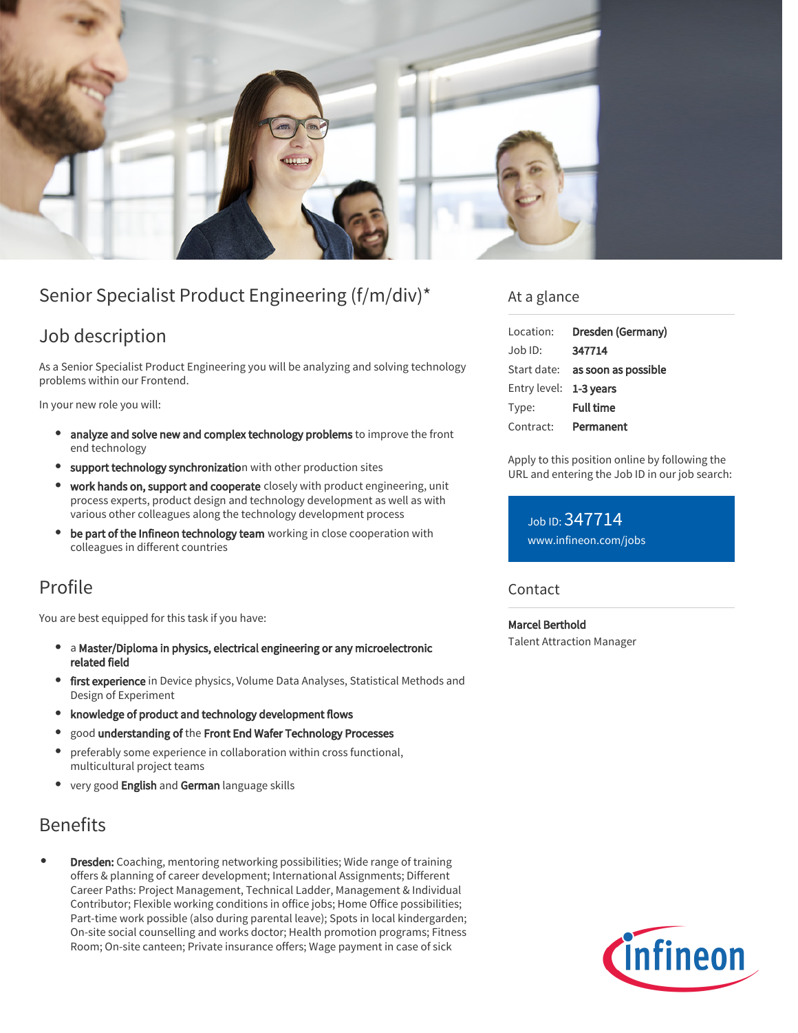# Senior Specialist Product Engineering (f/m/div)*

## Job description

As a Senior Specialist Product Engineering you will be analyzing and solving technology problems within our Frontend.

In your new role you will:

- **analyze and solve new and complex technology problems** to improve the front end technology
- **support technology synchronizatio**n with other production sites
- **work hands on, support and cooperate** closely with product engineering, unit process experts, product design and technology development as well as with various other colleagues along the technology development process
- **be part of the Infineon technology team** working in close cooperation with colleagues in different countries

## Profile

You are best equipped for this task if you have:

- a **Master/Diploma in physics, electrical engineering or any microelectronic related field**
- **first experience** in Device physics, Volume Data Analyses, Statistical Methods and Design of Experiment
- **knowledge of product and technology development flows**
- good **understanding of** the **Front End Wafer Technology Processes**
- preferably some experience in collaboration within cross functional, multicultural project teams
- very good **English** and **German** language skills

## Benefits

- **Dresden:** Coaching, mentoring networking possibilities; Wide range of training offers & planning of career development; International Assignments; Different Career Paths: Project Management, Technical Ladder, Management & Individual Contributor; Flexible working conditions in office jobs; Home Office possibilities; Part-time work possible (also during parental leave); Spots in local kindergarden; On-site social counselling and works doctor; Health promotion programs; Fitness Room; On-site canteen; Private insurance offers; Wage payment in case of sick

## At a glance

| | |
|---|---|
| Location: | **Dresden (Germany)** |
| Job ID: | **347714** |
| Start date: | **as soon as possible** |
| Entry level: | **1-3 years** |
| Type: | **Full time** |
| Contract: | **Permanent** |

Apply to this position online by following the URL and entering the Job ID in our job search:

Job ID: 347714
www.infineon.com/jobs

## Contact

**Marcel Berthold**
Talent Attraction Manager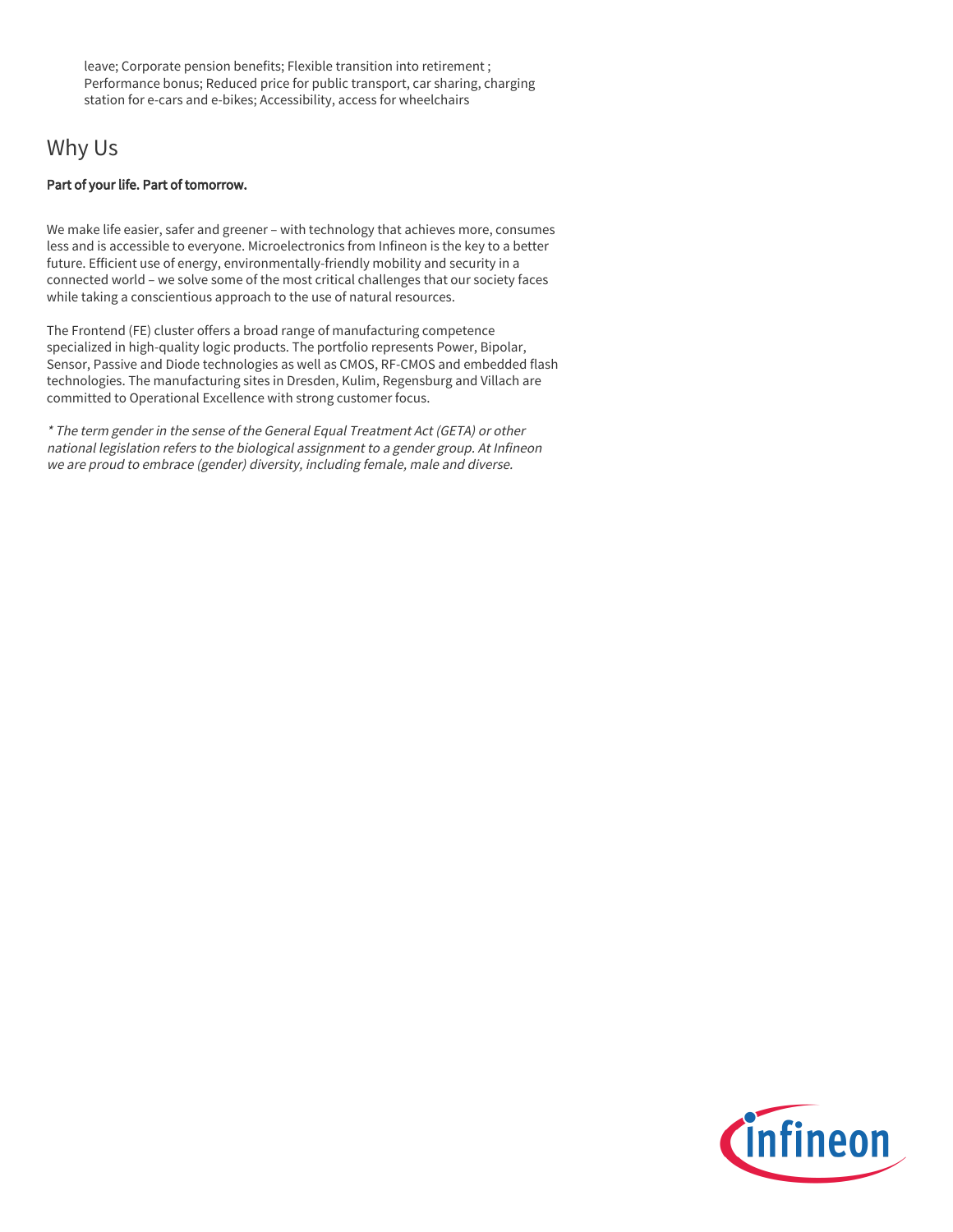leave; Corporate pension benefits; Flexible transition into retirement ; Performance bonus; Reduced price for public transport, car sharing, charging station for e-cars and e-bikes; Accessibility, access for wheelchairs

## Why Us

**Part of your life. Part of tomorrow.**

We make life easier, safer and greener – with technology that achieves more, consumes less and is accessible to everyone. Microelectronics from Infineon is the key to a better future. Efficient use of energy, environmentally-friendly mobility and security in a connected world – we solve some of the most critical challenges that our society faces while taking a conscientious approach to the use of natural resources.

The Frontend (FE) cluster offers a broad range of manufacturing competence specialized in high-quality logic products. The portfolio represents Power, Bipolar, Sensor, Passive and Diode technologies as well as CMOS, RF-CMOS and embedded flash technologies. The manufacturing sites in Dresden, Kulim, Regensburg and Villach are committed to Operational Excellence with strong customer focus.

*\* The term gender in the sense of the General Equal Treatment Act (GETA) or other national legislation refers to the biological assignment to a gender group. At Infineon we are proud to embrace (gender) diversity, including female, male and diverse.*